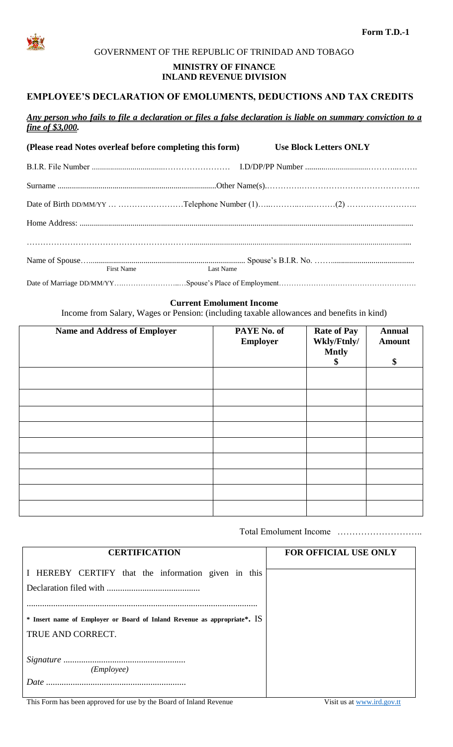**Form T.D.-1**

GOVERNMENT OF THE REPUBLIC OF TRINIDAD AND TOBAGO

**MINISTRY OF FINANCE**
**INLAND REVENUE DIVISION**

## EMPLOYEE'S DECLARATION OF EMOLUMENTS, DEDUCTIONS AND TAX CREDITS

***Any person who fails to file a declaration or files a false declaration is liable on summary conviction to a fine of $3,000.***

**(Please read Notes overleaf before completing this form)** **Use Block Letters ONLY**

B.I.R. File Number ................................................ I.D/DP/PP Number ............................................

Surname ..........................................................................Other Name(s)..................................................

Date of Birth DD/MM/YY ... ......................Telephone Number (1)..............................(2) ..........................

Home Address: ..................................................................................................................................................

.......................................................................................................................................................................

Name of Spouse.............................................................................. Spouse's B.I.R. No. ..........................................
First Name Last Name

Date of Marriage DD/MM/YY..............................Spouse's Place of Employment.................................................

**Current Emolument Income**

Income from Salary, Wages or Pension: (including taxable allowances and benefits in kind)

| Name and Address of Employer | PAYE No. of Employer | Rate of Pay Wkly/Ftnly/ Mntly $ | Annual Amount $ |
|---|---|---|---|
| | | | |
| | | | |
| | | | |
| | | | |
| | | | |
| | | | |
| | | | |
| | | | |
| | | | |

Total Emolument Income ..............................

| CERTIFICATION | FOR OFFICIAL USE ONLY |
|---|---|
| I HEREBY CERTIFY that the information given in this Declaration filed with .......................................... ........................................................................................... **\* Insert name of Employer or Board of Inland Revenue as appropriate\*.** IS TRUE AND CORRECT. *Signature* ...................................................... *(Employee)* *Date* .............................................................. | |

This Form has been approved for use by the Board of Inland Revenue Visit us at www.ird.gov.tt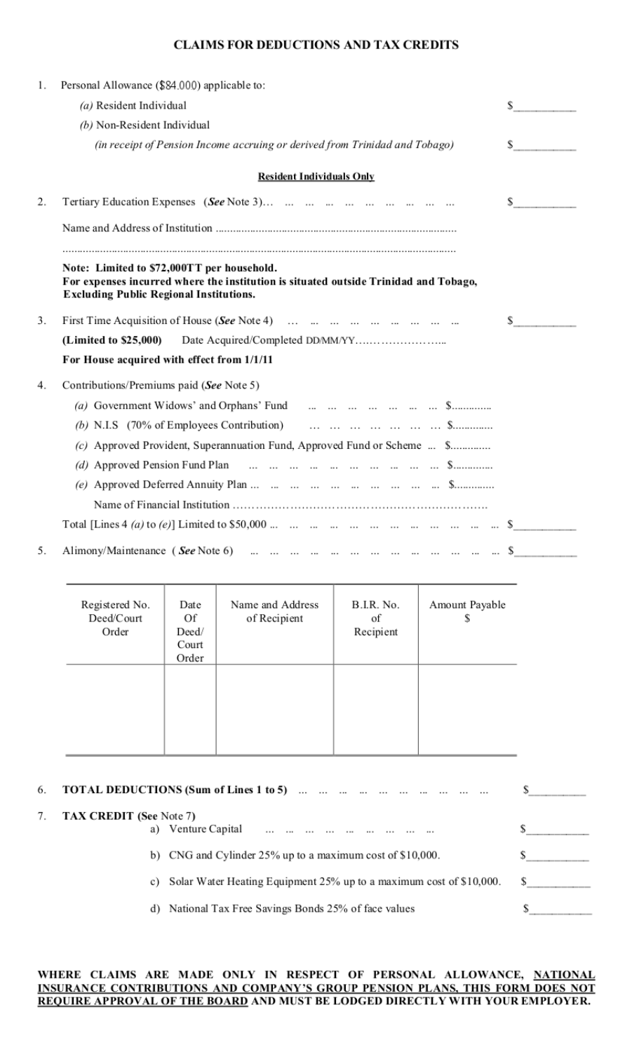## CLAIMS FOR DEDUCTIONS AND TAX CREDITS

1. Personal Allowance ($84.000) applicable to:
   - *(a)* Resident Individual $__________
   - *(b)* Non-Resident Individual
     *(in receipt of Pension Income accruing or derived from Trinidad and Tobago)* $__________

**Resident Individuals Only**

2. Tertiary Education Expenses (***See*** Note 3)… $__________

   Name and Address of Institution ..............................................................

   ..............................................................................................

   **Note: Limited to $72,000TT per household.**
   **For expenses incurred where the institution is situated outside Trinidad and Tobago, Excluding Public Regional Institutions.**

3. First Time Acquisition of House (***See*** Note 4) $__________

   **(Limited to $25,000)** Date Acquired/Completed DD/MM/YY……………………..

   **For House acquired with effect from 1/1/11**

4. Contributions/Premiums paid (***See*** Note 5)
   - *(a)* Government Widows' and Orphans' Fund $.............
   - *(b)* N.I.S (70% of Employees Contribution) $.............
   - *(c)* Approved Provident, Superannuation Fund, Approved Fund or Scheme ... $.............
   - *(d)* Approved Pension Fund Plan $.............
   - *(e)* Approved Deferred Annuity Plan ... $.............

   Name of Financial Institution ……………………………………………………….

   Total [Lines 4 *(a)* to *(e)*] Limited to $50,000 ... $__________

5. Alimony/Maintenance ( ***See*** Note 6) $__________

| Registered No. Deed/Court Order | Date Of Deed/ Court Order | Name and Address of Recipient | B.I.R. No. of Recipient | Amount Payable $ |
|---|---|---|---|---|
| | | | | |

6. **TOTAL DEDUCTIONS (Sum of Lines 1 to 5)** $__________

7. **TAX CREDIT (See** Note 7**)**
   - a) Venture Capital $__________
   - b) CNG and Cylinder 25% up to a maximum cost of $10,000. $__________
   - c) Solar Water Heating Equipment 25% up to a maximum cost of $10,000. $__________
   - d) National Tax Free Savings Bonds 25% of face values $__________

**WHERE CLAIMS ARE MADE ONLY IN RESPECT OF PERSONAL ALLOWANCE, NATIONAL INSURANCE CONTRIBUTIONS AND COMPANY'S GROUP PENSION PLANS, THIS FORM DOES NOT REQUIRE APPROVAL OF THE BOARD AND MUST BE LODGED DIRECTLY WITH YOUR EMPLOYER.**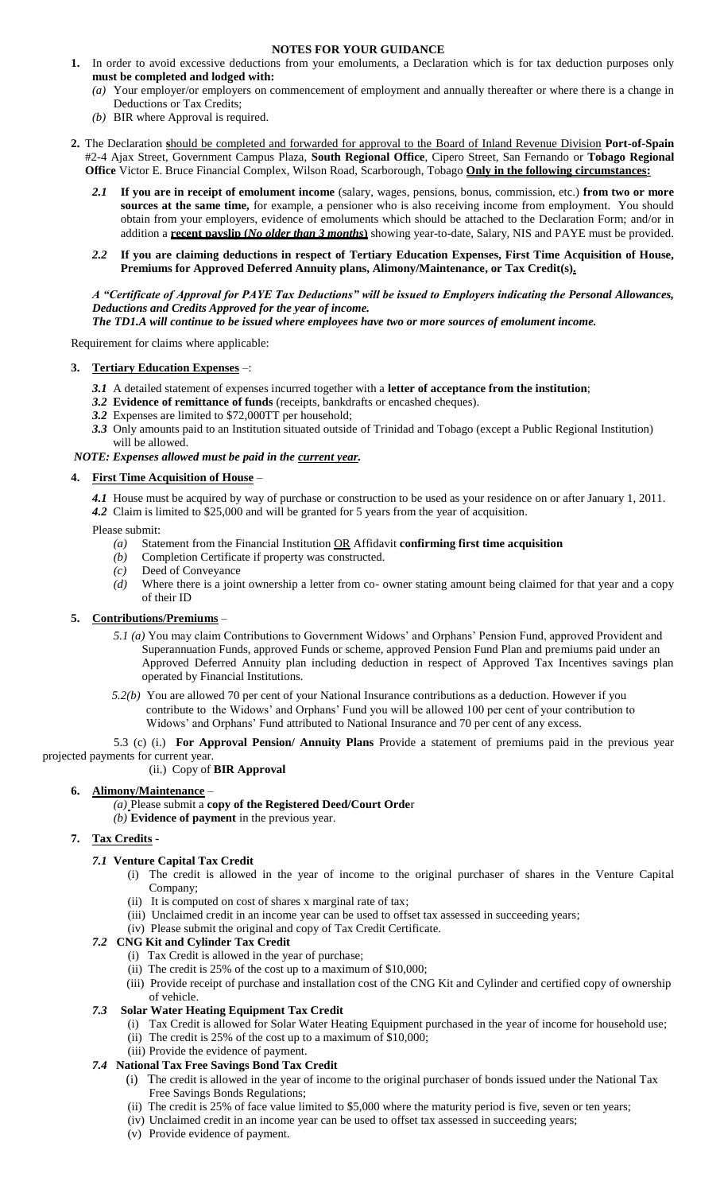## NOTES FOR YOUR GUIDANCE

**1.** In order to avoid excessive deductions from your emoluments, a Declaration which is for tax deduction purposes only **must be completed and lodged with:**

*(a)* Your employer/or employers on commencement of employment and annually thereafter or where there is a change in Deductions or Tax Credits;

*(b)* BIR where Approval is required.

**2.** The Declaration should be completed and forwarded for approval to the Board of Inland Revenue Division **Port-of-Spain** #2-4 Ajax Street, Government Campus Plaza, **South Regional Office**, Cipero Street, San Fernando or **Tobago Regional Office** Victor E. Bruce Financial Complex, Wilson Road, Scarborough, Tobago **Only in the following circumstances:**

*2.1* **If you are in receipt of emolument income** (salary, wages, pensions, bonus, commission, etc.) **from two or more sources at the same time,** for example, a pensioner who is also receiving income from employment. You should obtain from your employers, evidence of emoluments which should be attached to the Declaration Form; and/or in addition a **recent payslip (*No older than 3 months*)** showing year-to-date, Salary, NIS and PAYE must be provided.

*2.2* **If you are claiming deductions in respect of Tertiary Education Expenses, First Time Acquisition of House, Premiums for Approved Deferred Annuity plans, Alimony/Maintenance, or Tax Credit(s).**

***A "Certificate of Approval for PAYE Tax Deductions" will be issued to Employers indicating the Personal Allowances, Deductions and Credits Approved for the year of income.***
***The TD1.A will continue to be issued where employees have two or more sources of emolument income.***

Requirement for claims where applicable:

**3. Tertiary Education Expenses** –:

*3.1* A detailed statement of expenses incurred together with a **letter of acceptance from the institution**;
*3.2* **Evidence of remittance of funds** (receipts, bankdrafts or encashed cheques).
*3.2* Expenses are limited to $72,000TT per household;
*3.3* Only amounts paid to an Institution situated outside of Trinidad and Tobago (except a Public Regional Institution) will be allowed.

***NOTE: Expenses allowed must be paid in the current year.***

**4. First Time Acquisition of House** –

*4.1* House must be acquired by way of purchase or construction to be used as your residence on or after January 1, 2011.
*4.2* Claim is limited to $25,000 and will be granted for 5 years from the year of acquisition.

Please submit:

*(a)* Statement from the Financial Institution OR Affidavit **confirming first time acquisition**
*(b)* Completion Certificate if property was constructed.
*(c)* Deed of Conveyance
*(d)* Where there is a joint ownership a letter from co- owner stating amount being claimed for that year and a copy of their ID

**5. Contributions/Premiums** –

*5.1 (a)* You may claim Contributions to Government Widows' and Orphans' Pension Fund, approved Provident and Superannuation Funds, approved Funds or scheme, approved Pension Fund Plan and premiums paid under an Approved Deferred Annuity plan including deduction in respect of Approved Tax Incentives savings plan operated by Financial Institutions.

*5.2(b)* You are allowed 70 per cent of your National Insurance contributions as a deduction. However if you contribute to the Widows' and Orphans' Fund you will be allowed 100 per cent of your contribution to Widows' and Orphans' Fund attributed to National Insurance and 70 per cent of any excess.

5.3 (c) (i.) **For Approval Pension/ Annuity Plans** Provide a statement of premiums paid in the previous year projected payments for current year.

(ii.) Copy of **BIR Approval**

**6. Alimony/Maintenance** –

*(a)* Please submit a **copy of the Registered Deed/Court Orde**r
*(b)* **Evidence of payment** in the previous year.

**7. Tax Credits -**

*7.1* **Venture Capital Tax Credit**

(i) The credit is allowed in the year of income to the original purchaser of shares in the Venture Capital Company;
(ii) It is computed on cost of shares x marginal rate of tax;
(iii) Unclaimed credit in an income year can be used to offset tax assessed in succeeding years;
(iv) Please submit the original and copy of Tax Credit Certificate.

*7.2* **CNG Kit and Cylinder Tax Credit**

(i) Tax Credit is allowed in the year of purchase;
(ii) The credit is 25% of the cost up to a maximum of $10,000;
(iii) Provide receipt of purchase and installation cost of the CNG Kit and Cylinder and certified copy of ownership of vehicle.

*7.3* **Solar Water Heating Equipment Tax Credit**

(i) Tax Credit is allowed for Solar Water Heating Equipment purchased in the year of income for household use;
(ii) The credit is 25% of the cost up to a maximum of $10,000;
(iii) Provide the evidence of payment.

*7.4* **National Tax Free Savings Bond Tax Credit**

(i) The credit is allowed in the year of income to the original purchaser of bonds issued under the National Tax Free Savings Bonds Regulations;
(ii) The credit is 25% of face value limited to $5,000 where the maturity period is five, seven or ten years;
(iv) Unclaimed credit in an income year can be used to offset tax assessed in succeeding years;
(v) Provide evidence of payment.